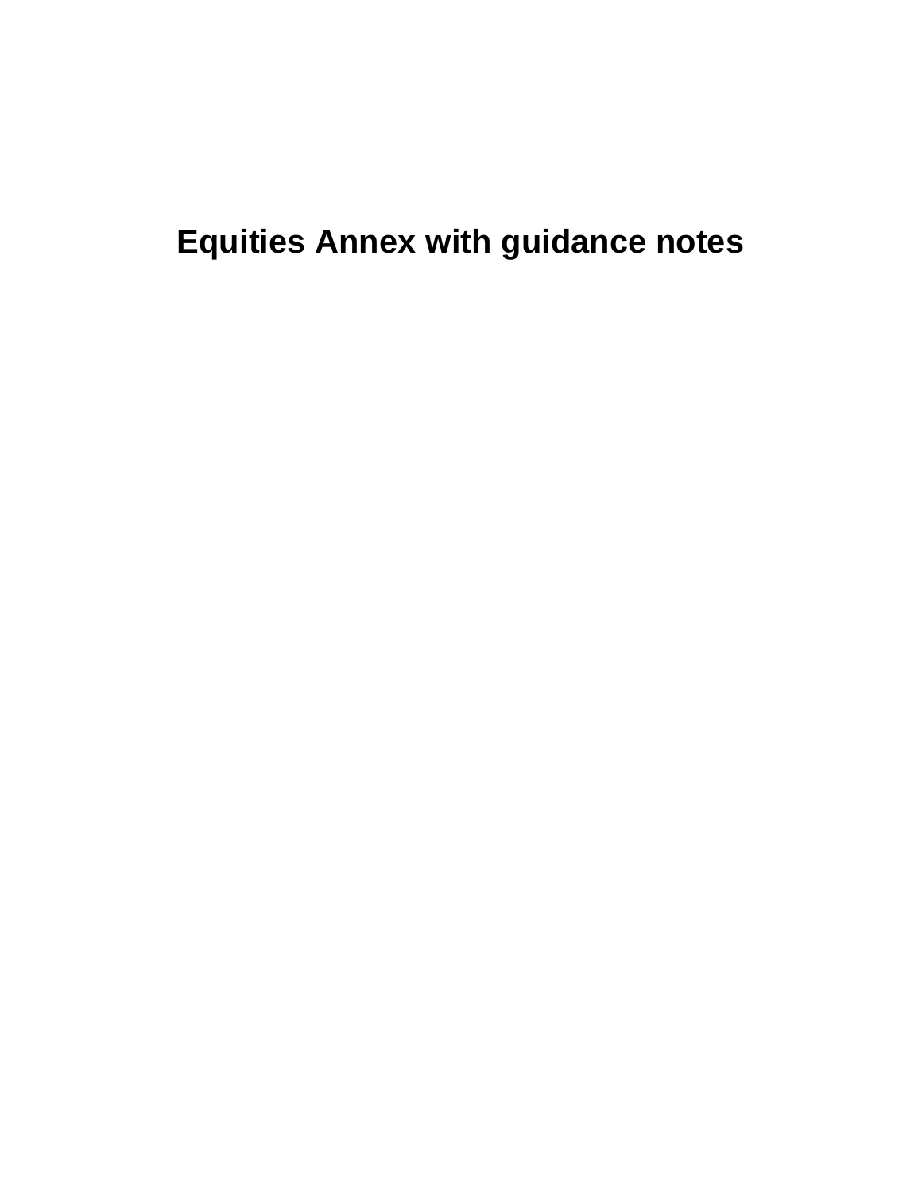# Equities Annex with guidance notes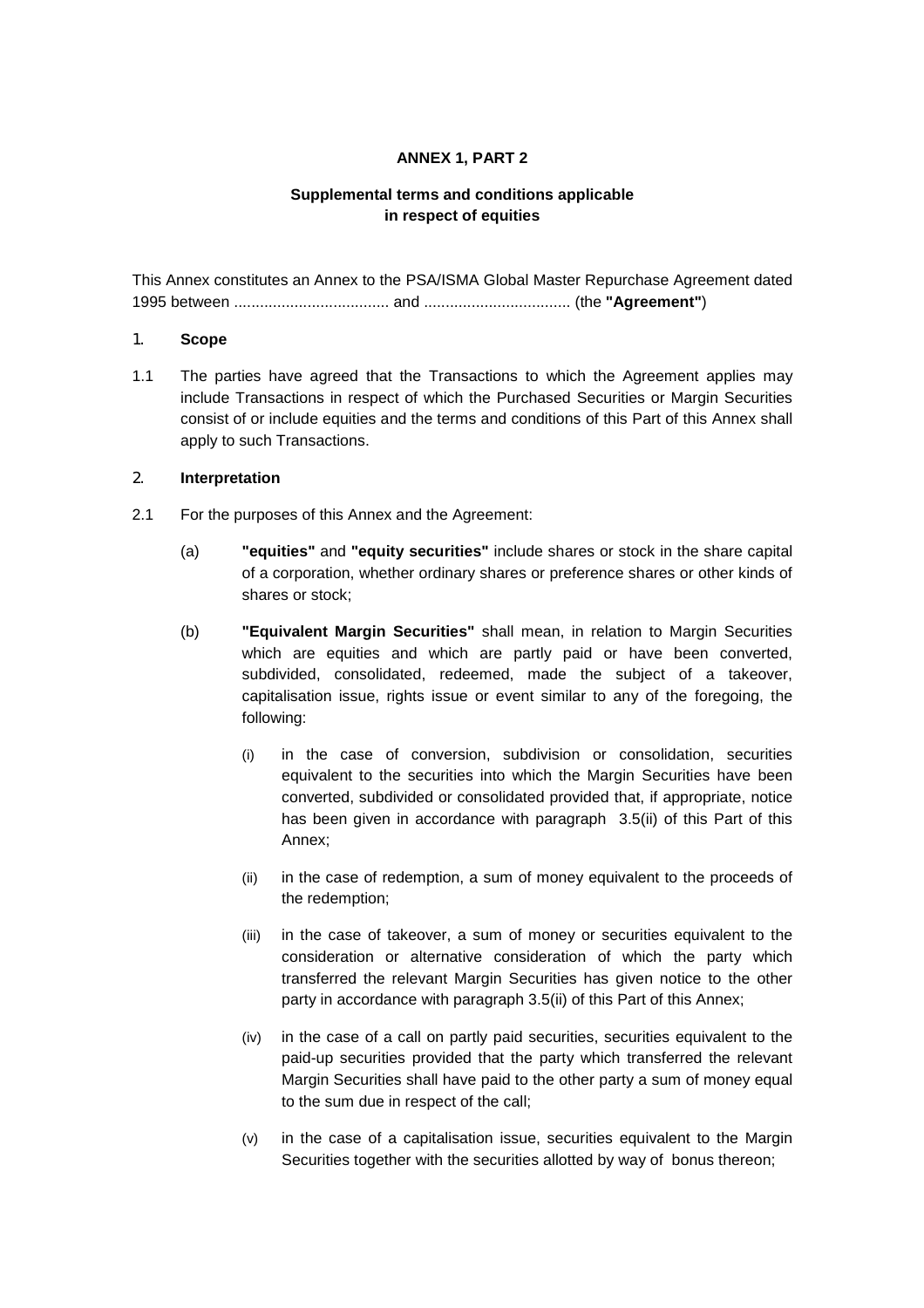**ANNEX 1, PART 2**

**Supplemental terms and conditions applicable in respect of equities**

This Annex constitutes an Annex to the PSA/ISMA Global Master Repurchase Agreement dated 1995 between .................................... and .................................. (the **"Agreement"**)

1. **Scope**

1.1 The parties have agreed that the Transactions to which the Agreement applies may include Transactions in respect of which the Purchased Securities or Margin Securities consist of or include equities and the terms and conditions of this Part of this Annex shall apply to such Transactions.

2. **Interpretation**

2.1 For the purposes of this Annex and the Agreement:

(a) **"equities"** and **"equity securities"** include shares or stock in the share capital of a corporation, whether ordinary shares or preference shares or other kinds of shares or stock;

(b) **"Equivalent Margin Securities"** shall mean, in relation to Margin Securities which are equities and which are partly paid or have been converted, subdivided, consolidated, redeemed, made the subject of a takeover, capitalisation issue, rights issue or event similar to any of the foregoing, the following:

(i) in the case of conversion, subdivision or consolidation, securities equivalent to the securities into which the Margin Securities have been converted, subdivided or consolidated provided that, if appropriate, notice has been given in accordance with paragraph 3.5(ii) of this Part of this Annex;

(ii) in the case of redemption, a sum of money equivalent to the proceeds of the redemption;

(iii) in the case of takeover, a sum of money or securities equivalent to the consideration or alternative consideration of which the party which transferred the relevant Margin Securities has given notice to the other party in accordance with paragraph 3.5(ii) of this Part of this Annex;

(iv) in the case of a call on partly paid securities, securities equivalent to the paid-up securities provided that the party which transferred the relevant Margin Securities shall have paid to the other party a sum of money equal to the sum due in respect of the call;

(v) in the case of a capitalisation issue, securities equivalent to the Margin Securities together with the securities allotted by way of bonus thereon;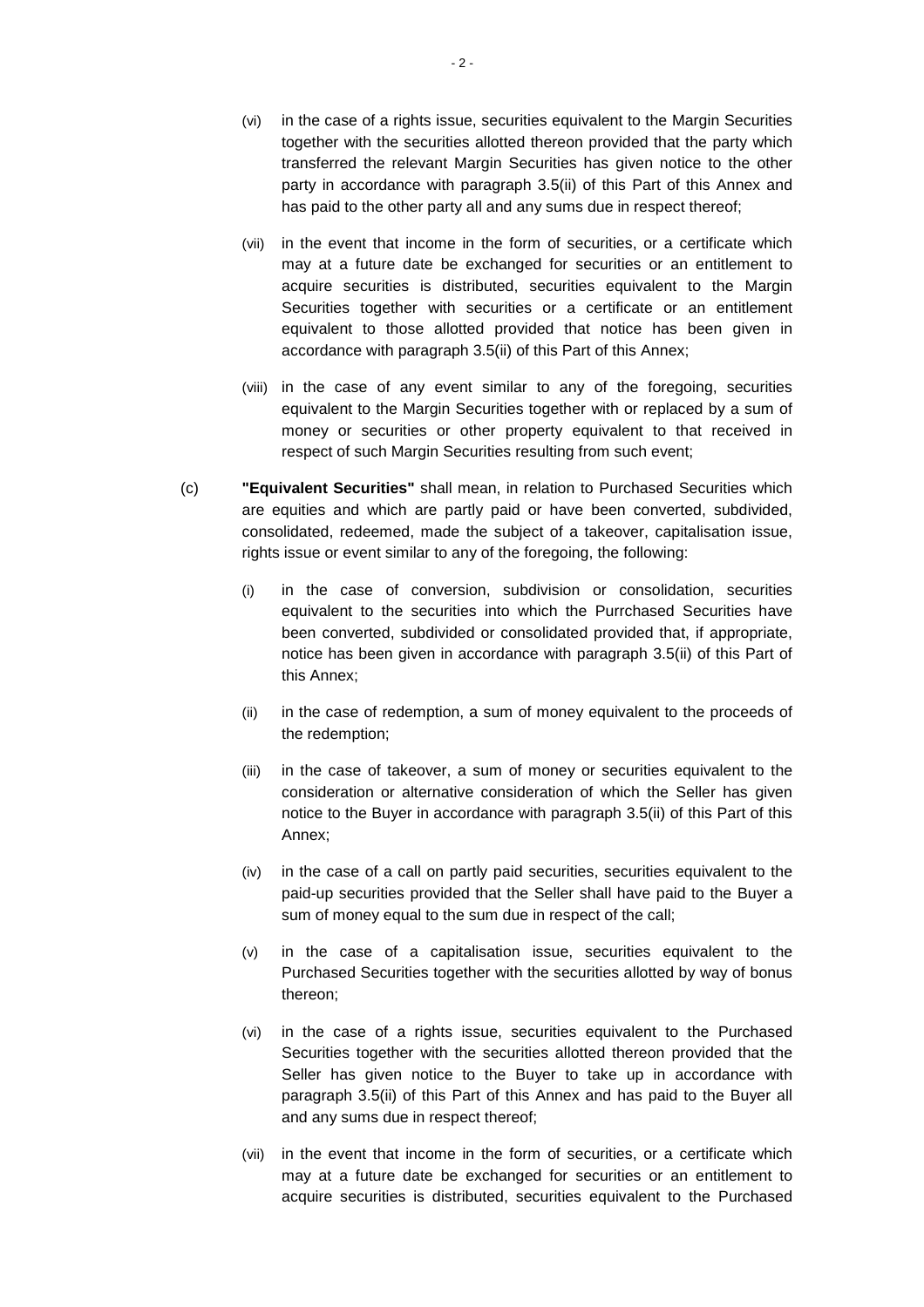(vi) in the case of a rights issue, securities equivalent to the Margin Securities together with the securities allotted thereon provided that the party which transferred the relevant Margin Securities has given notice to the other party in accordance with paragraph 3.5(ii) of this Part of this Annex and has paid to the other party all and any sums due in respect thereof;

(vii) in the event that income in the form of securities, or a certificate which may at a future date be exchanged for securities or an entitlement to acquire securities is distributed, securities equivalent to the Margin Securities together with securities or a certificate or an entitlement equivalent to those allotted provided that notice has been given in accordance with paragraph 3.5(ii) of this Part of this Annex;

(viii) in the case of any event similar to any of the foregoing, securities equivalent to the Margin Securities together with or replaced by a sum of money or securities or other property equivalent to that received in respect of such Margin Securities resulting from such event;

(c) **"Equivalent Securities"** shall mean, in relation to Purchased Securities which are equities and which are partly paid or have been converted, subdivided, consolidated, redeemed, made the subject of a takeover, capitalisation issue, rights issue or event similar to any of the foregoing, the following:

(i) in the case of conversion, subdivision or consolidation, securities equivalent to the securities into which the Purrchased Securities have been converted, subdivided or consolidated provided that, if appropriate, notice has been given in accordance with paragraph 3.5(ii) of this Part of this Annex;

(ii) in the case of redemption, a sum of money equivalent to the proceeds of the redemption;

(iii) in the case of takeover, a sum of money or securities equivalent to the consideration or alternative consideration of which the Seller has given notice to the Buyer in accordance with paragraph 3.5(ii) of this Part of this Annex;

(iv) in the case of a call on partly paid securities, securities equivalent to the paid-up securities provided that the Seller shall have paid to the Buyer a sum of money equal to the sum due in respect of the call;

(v) in the case of a capitalisation issue, securities equivalent to the Purchased Securities together with the securities allotted by way of bonus thereon;

(vi) in the case of a rights issue, securities equivalent to the Purchased Securities together with the securities allotted thereon provided that the Seller has given notice to the Buyer to take up in accordance with paragraph 3.5(ii) of this Part of this Annex and has paid to the Buyer all and any sums due in respect thereof;

(vii) in the event that income in the form of securities, or a certificate which may at a future date be exchanged for securities or an entitlement to acquire securities is distributed, securities equivalent to the Purchased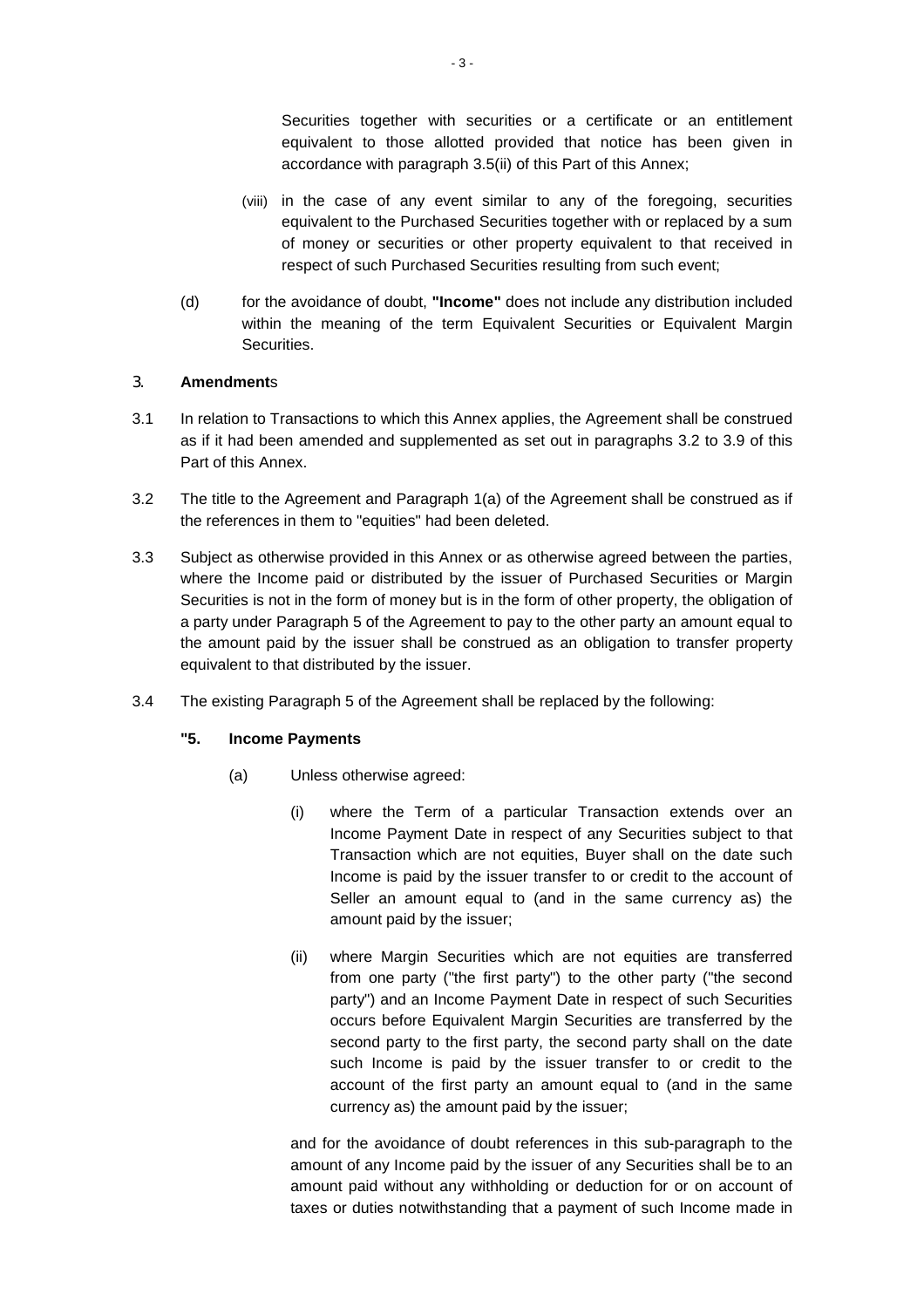Securities together with securities or a certificate or an entitlement equivalent to those allotted provided that notice has been given in accordance with paragraph 3.5(ii) of this Part of this Annex;

(viii) in the case of any event similar to any of the foregoing, securities equivalent to the Purchased Securities together with or replaced by a sum of money or securities or other property equivalent to that received in respect of such Purchased Securities resulting from such event;

(d) for the avoidance of doubt, **"Income"** does not include any distribution included within the meaning of the term Equivalent Securities or Equivalent Margin Securities.

3. **Amendments**

3.1 In relation to Transactions to which this Annex applies, the Agreement shall be construed as if it had been amended and supplemented as set out in paragraphs 3.2 to 3.9 of this Part of this Annex.

3.2 The title to the Agreement and Paragraph 1(a) of the Agreement shall be construed as if the references in them to "equities" had been deleted.

3.3 Subject as otherwise provided in this Annex or as otherwise agreed between the parties, where the Income paid or distributed by the issuer of Purchased Securities or Margin Securities is not in the form of money but is in the form of other property, the obligation of a party under Paragraph 5 of the Agreement to pay to the other party an amount equal to the amount paid by the issuer shall be construed as an obligation to transfer property equivalent to that distributed by the issuer.

3.4 The existing Paragraph 5 of the Agreement shall be replaced by the following:

**"5. Income Payments**

(a) Unless otherwise agreed:

(i) where the Term of a particular Transaction extends over an Income Payment Date in respect of any Securities subject to that Transaction which are not equities, Buyer shall on the date such Income is paid by the issuer transfer to or credit to the account of Seller an amount equal to (and in the same currency as) the amount paid by the issuer;

(ii) where Margin Securities which are not equities are transferred from one party ("the first party") to the other party ("the second party") and an Income Payment Date in respect of such Securities occurs before Equivalent Margin Securities are transferred by the second party to the first party, the second party shall on the date such Income is paid by the issuer transfer to or credit to the account of the first party an amount equal to (and in the same currency as) the amount paid by the issuer;

and for the avoidance of doubt references in this sub-paragraph to the amount of any Income paid by the issuer of any Securities shall be to an amount paid without any withholding or deduction for or on account of taxes or duties notwithstanding that a payment of such Income made in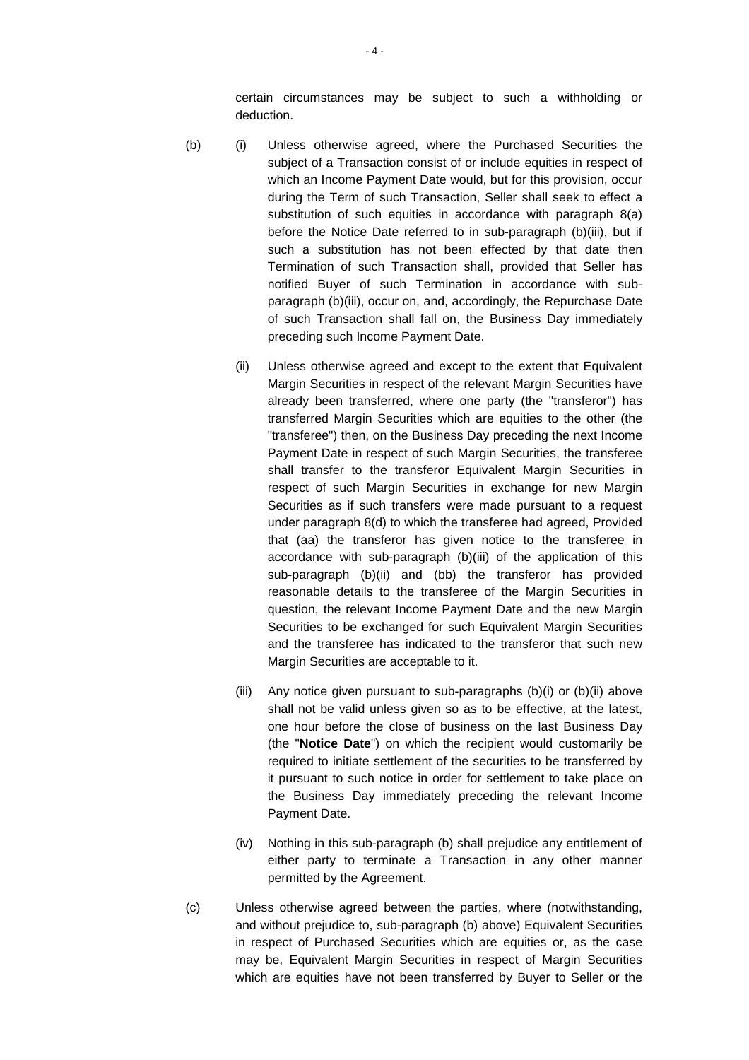certain circumstances may be subject to such a withholding or deduction.

(b) (i) Unless otherwise agreed, where the Purchased Securities the subject of a Transaction consist of or include equities in respect of which an Income Payment Date would, but for this provision, occur during the Term of such Transaction, Seller shall seek to effect a substitution of such equities in accordance with paragraph 8(a) before the Notice Date referred to in sub-paragraph (b)(iii), but if such a substitution has not been effected by that date then Termination of such Transaction shall, provided that Seller has notified Buyer of such Termination in accordance with sub-paragraph (b)(iii), occur on, and, accordingly, the Repurchase Date of such Transaction shall fall on, the Business Day immediately preceding such Income Payment Date.

(ii) Unless otherwise agreed and except to the extent that Equivalent Margin Securities in respect of the relevant Margin Securities have already been transferred, where one party (the "transferor") has transferred Margin Securities which are equities to the other (the "transferee") then, on the Business Day preceding the next Income Payment Date in respect of such Margin Securities, the transferee shall transfer to the transferor Equivalent Margin Securities in respect of such Margin Securities in exchange for new Margin Securities as if such transfers were made pursuant to a request under paragraph 8(d) to which the transferee had agreed, Provided that (aa) the transferor has given notice to the transferee in accordance with sub-paragraph (b)(iii) of the application of this sub-paragraph (b)(ii) and (bb) the transferor has provided reasonable details to the transferee of the Margin Securities in question, the relevant Income Payment Date and the new Margin Securities to be exchanged for such Equivalent Margin Securities and the transferee has indicated to the transferor that such new Margin Securities are acceptable to it.

(iii) Any notice given pursuant to sub-paragraphs (b)(i) or (b)(ii) above shall not be valid unless given so as to be effective, at the latest, one hour before the close of business on the last Business Day (the "**Notice Date**") on which the recipient would customarily be required to initiate settlement of the securities to be transferred by it pursuant to such notice in order for settlement to take place on the Business Day immediately preceding the relevant Income Payment Date.

(iv) Nothing in this sub-paragraph (b) shall prejudice any entitlement of either party to terminate a Transaction in any other manner permitted by the Agreement.

(c) Unless otherwise agreed between the parties, where (notwithstanding, and without prejudice to, sub-paragraph (b) above) Equivalent Securities in respect of Purchased Securities which are equities or, as the case may be, Equivalent Margin Securities in respect of Margin Securities which are equities have not been transferred by Buyer to Seller or the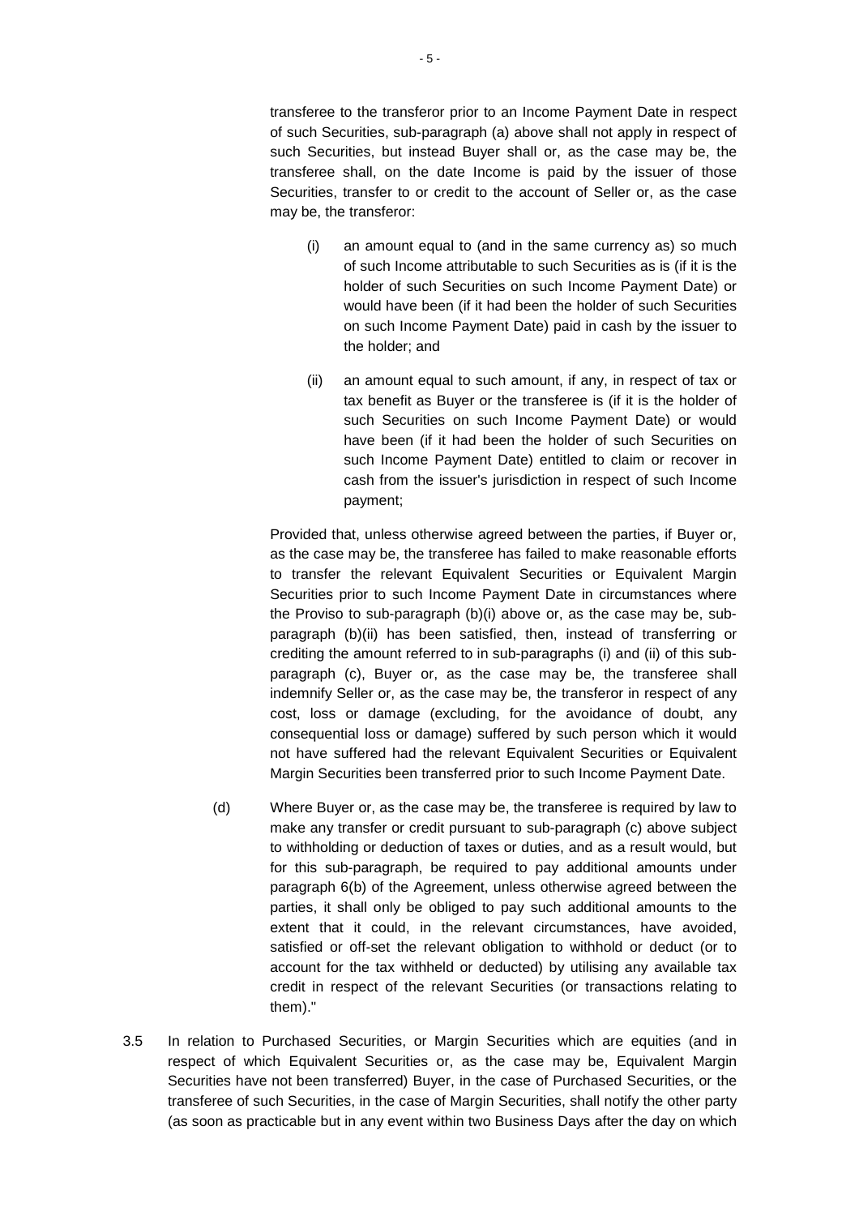transferee to the transferor prior to an Income Payment Date in respect of such Securities, sub-paragraph (a) above shall not apply in respect of such Securities, but instead Buyer shall or, as the case may be, the transferee shall, on the date Income is paid by the issuer of those Securities, transfer to or credit to the account of Seller or, as the case may be, the transferor:

(i) an amount equal to (and in the same currency as) so much of such Income attributable to such Securities as is (if it is the holder of such Securities on such Income Payment Date) or would have been (if it had been the holder of such Securities on such Income Payment Date) paid in cash by the issuer to the holder; and

(ii) an amount equal to such amount, if any, in respect of tax or tax benefit as Buyer or the transferee is (if it is the holder of such Securities on such Income Payment Date) or would have been (if it had been the holder of such Securities on such Income Payment Date) entitled to claim or recover in cash from the issuer's jurisdiction in respect of such Income payment;

Provided that, unless otherwise agreed between the parties, if Buyer or, as the case may be, the transferee has failed to make reasonable efforts to transfer the relevant Equivalent Securities or Equivalent Margin Securities prior to such Income Payment Date in circumstances where the Proviso to sub-paragraph (b)(i) above or, as the case may be, sub-paragraph (b)(ii) has been satisfied, then, instead of transferring or crediting the amount referred to in sub-paragraphs (i) and (ii) of this sub-paragraph (c), Buyer or, as the case may be, the transferee shall indemnify Seller or, as the case may be, the transferor in respect of any cost, loss or damage (excluding, for the avoidance of doubt, any consequential loss or damage) suffered by such person which it would not have suffered had the relevant Equivalent Securities or Equivalent Margin Securities been transferred prior to such Income Payment Date.

(d) Where Buyer or, as the case may be, the transferee is required by law to make any transfer or credit pursuant to sub-paragraph (c) above subject to withholding or deduction of taxes or duties, and as a result would, but for this sub-paragraph, be required to pay additional amounts under paragraph 6(b) of the Agreement, unless otherwise agreed between the parties, it shall only be obliged to pay such additional amounts to the extent that it could, in the relevant circumstances, have avoided, satisfied or off-set the relevant obligation to withhold or deduct (or to account for the tax withheld or deducted) by utilising any available tax credit in respect of the relevant Securities (or transactions relating to them)."

3.5 In relation to Purchased Securities, or Margin Securities which are equities (and in respect of which Equivalent Securities or, as the case may be, Equivalent Margin Securities have not been transferred) Buyer, in the case of Purchased Securities, or the transferee of such Securities, in the case of Margin Securities, shall notify the other party (as soon as practicable but in any event within two Business Days after the day on which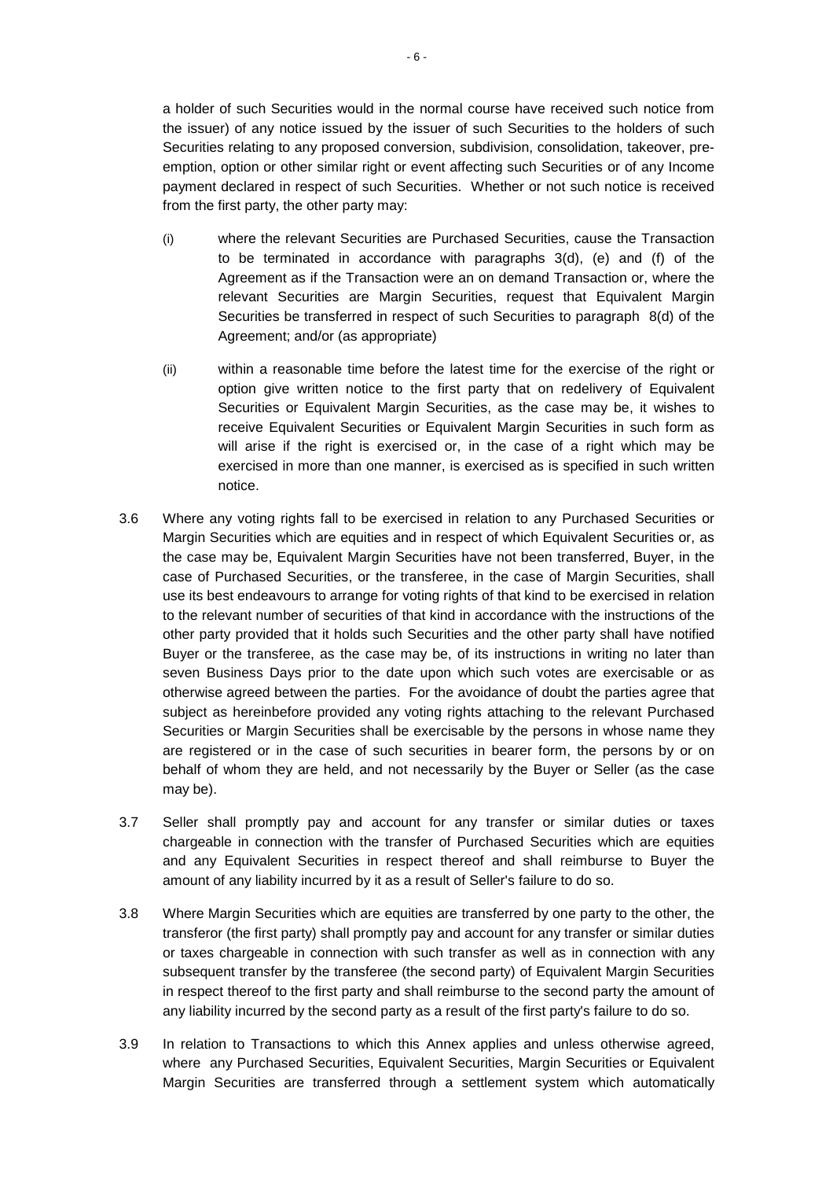a holder of such Securities would in the normal course have received such notice from the issuer) of any notice issued by the issuer of such Securities to the holders of such Securities relating to any proposed conversion, subdivision, consolidation, takeover, pre-emption, option or other similar right or event affecting such Securities or of any Income payment declared in respect of such Securities. Whether or not such notice is received from the first party, the other party may:

(i) where the relevant Securities are Purchased Securities, cause the Transaction to be terminated in accordance with paragraphs 3(d), (e) and (f) of the Agreement as if the Transaction were an on demand Transaction or, where the relevant Securities are Margin Securities, request that Equivalent Margin Securities be transferred in respect of such Securities to paragraph 8(d) of the Agreement; and/or (as appropriate)

(ii) within a reasonable time before the latest time for the exercise of the right or option give written notice to the first party that on redelivery of Equivalent Securities or Equivalent Margin Securities, as the case may be, it wishes to receive Equivalent Securities or Equivalent Margin Securities in such form as will arise if the right is exercised or, in the case of a right which may be exercised in more than one manner, is exercised as is specified in such written notice.

3.6 Where any voting rights fall to be exercised in relation to any Purchased Securities or Margin Securities which are equities and in respect of which Equivalent Securities or, as the case may be, Equivalent Margin Securities have not been transferred, Buyer, in the case of Purchased Securities, or the transferee, in the case of Margin Securities, shall use its best endeavours to arrange for voting rights of that kind to be exercised in relation to the relevant number of securities of that kind in accordance with the instructions of the other party provided that it holds such Securities and the other party shall have notified Buyer or the transferee, as the case may be, of its instructions in writing no later than seven Business Days prior to the date upon which such votes are exercisable or as otherwise agreed between the parties. For the avoidance of doubt the parties agree that subject as hereinbefore provided any voting rights attaching to the relevant Purchased Securities or Margin Securities shall be exercisable by the persons in whose name they are registered or in the case of such securities in bearer form, the persons by or on behalf of whom they are held, and not necessarily by the Buyer or Seller (as the case may be).

3.7 Seller shall promptly pay and account for any transfer or similar duties or taxes chargeable in connection with the transfer of Purchased Securities which are equities and any Equivalent Securities in respect thereof and shall reimburse to Buyer the amount of any liability incurred by it as a result of Seller's failure to do so.

3.8 Where Margin Securities which are equities are transferred by one party to the other, the transferor (the first party) shall promptly pay and account for any transfer or similar duties or taxes chargeable in connection with such transfer as well as in connection with any subsequent transfer by the transferee (the second party) of Equivalent Margin Securities in respect thereof to the first party and shall reimburse to the second party the amount of any liability incurred by the second party as a result of the first party's failure to do so.

3.9 In relation to Transactions to which this Annex applies and unless otherwise agreed, where any Purchased Securities, Equivalent Securities, Margin Securities or Equivalent Margin Securities are transferred through a settlement system which automatically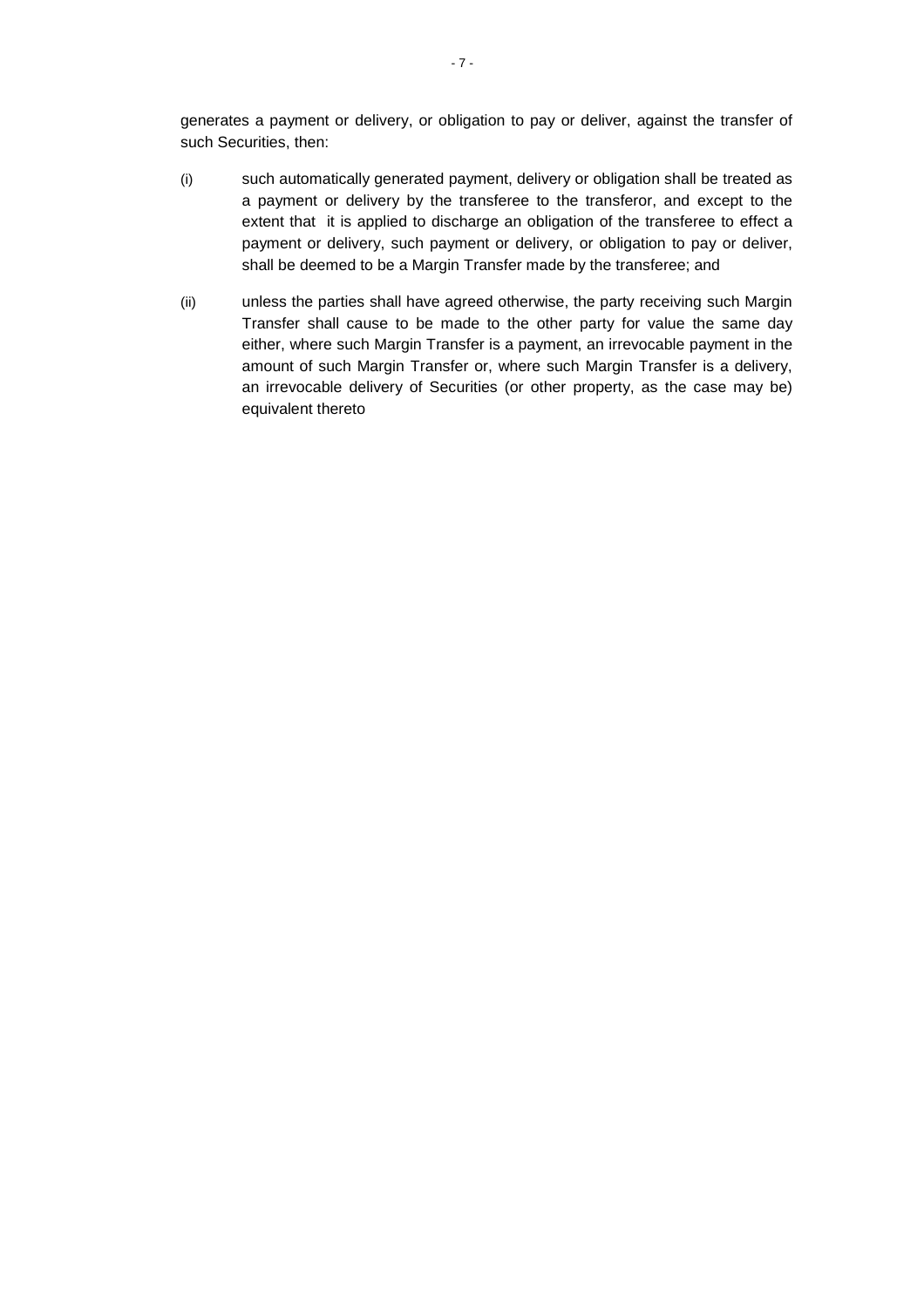generates a payment or delivery, or obligation to pay or deliver, against the transfer of such Securities, then:

(i) such automatically generated payment, delivery or obligation shall be treated as a payment or delivery by the transferee to the transferor, and except to the extent that it is applied to discharge an obligation of the transferee to effect a payment or delivery, such payment or delivery, or obligation to pay or deliver, shall be deemed to be a Margin Transfer made by the transferee; and

(ii) unless the parties shall have agreed otherwise, the party receiving such Margin Transfer shall cause to be made to the other party for value the same day either, where such Margin Transfer is a payment, an irrevocable payment in the amount of such Margin Transfer or, where such Margin Transfer is a delivery, an irrevocable delivery of Securities (or other property, as the case may be) equivalent thereto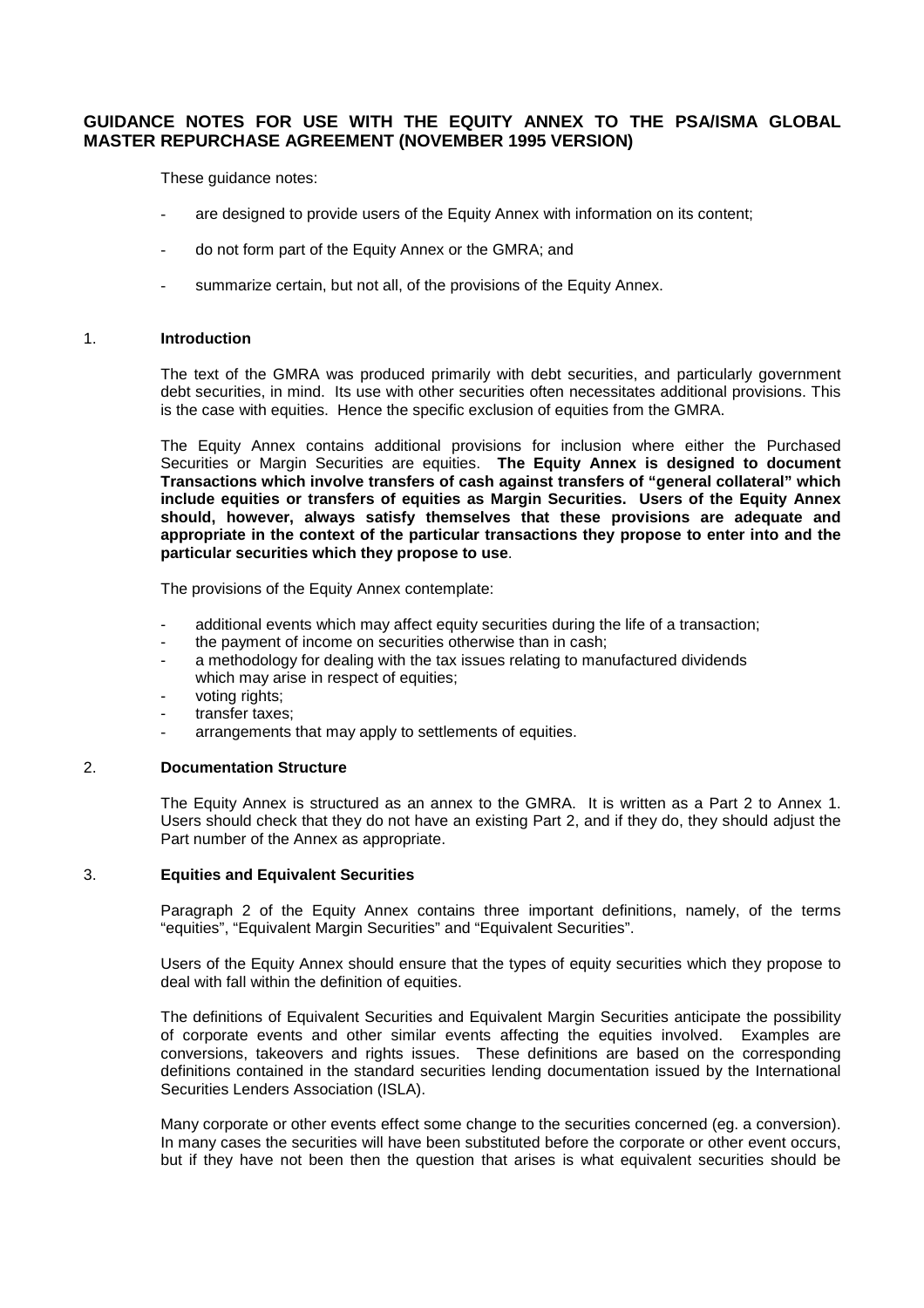# GUIDANCE NOTES FOR USE WITH THE EQUITY ANNEX TO THE PSA/ISMA GLOBAL MASTER REPURCHASE AGREEMENT (NOVEMBER 1995 VERSION)

These guidance notes:

- are designed to provide users of the Equity Annex with information on its content;
- do not form part of the Equity Annex or the GMRA; and
- summarize certain, but not all, of the provisions of the Equity Annex.

## 1. Introduction

The text of the GMRA was produced primarily with debt securities, and particularly government debt securities, in mind. Its use with other securities often necessitates additional provisions. This is the case with equities. Hence the specific exclusion of equities from the GMRA.

The Equity Annex contains additional provisions for inclusion where either the Purchased Securities or Margin Securities are equities. **The Equity Annex is designed to document Transactions which involve transfers of cash against transfers of "general collateral" which include equities or transfers of equities as Margin Securities. Users of the Equity Annex should, however, always satisfy themselves that these provisions are adequate and appropriate in the context of the particular transactions they propose to enter into and the particular securities which they propose to use**.

The provisions of the Equity Annex contemplate:

- additional events which may affect equity securities during the life of a transaction;
- the payment of income on securities otherwise than in cash;
- a methodology for dealing with the tax issues relating to manufactured dividends which may arise in respect of equities;
- voting rights;
- transfer taxes;
- arrangements that may apply to settlements of equities.

## 2. Documentation Structure

The Equity Annex is structured as an annex to the GMRA. It is written as a Part 2 to Annex 1. Users should check that they do not have an existing Part 2, and if they do, they should adjust the Part number of the Annex as appropriate.

## 3. Equities and Equivalent Securities

Paragraph 2 of the Equity Annex contains three important definitions, namely, of the terms "equities", "Equivalent Margin Securities" and "Equivalent Securities".

Users of the Equity Annex should ensure that the types of equity securities which they propose to deal with fall within the definition of equities.

The definitions of Equivalent Securities and Equivalent Margin Securities anticipate the possibility of corporate events and other similar events affecting the equities involved. Examples are conversions, takeovers and rights issues. These definitions are based on the corresponding definitions contained in the standard securities lending documentation issued by the International Securities Lenders Association (ISLA).

Many corporate or other events effect some change to the securities concerned (eg. a conversion). In many cases the securities will have been substituted before the corporate or other event occurs, but if they have not been then the question that arises is what equivalent securities should be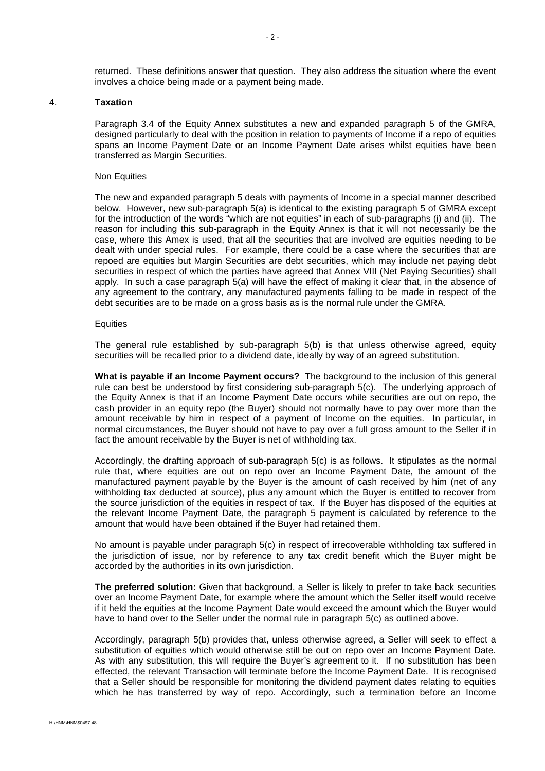returned. These definitions answer that question. They also address the situation where the event involves a choice being made or a payment being made.

## 4. **Taxation**

Paragraph 3.4 of the Equity Annex substitutes a new and expanded paragraph 5 of the GMRA, designed particularly to deal with the position in relation to payments of Income if a repo of equities spans an Income Payment Date or an Income Payment Date arises whilst equities have been transferred as Margin Securities.

Non Equities

The new and expanded paragraph 5 deals with payments of Income in a special manner described below. However, new sub-paragraph 5(a) is identical to the existing paragraph 5 of GMRA except for the introduction of the words "which are not equities" in each of sub-paragraphs (i) and (ii). The reason for including this sub-paragraph in the Equity Annex is that it will not necessarily be the case, where this Amex is used, that all the securities that are involved are equities needing to be dealt with under special rules. For example, there could be a case where the securities that are repoed are equities but Margin Securities are debt securities, which may include net paying debt securities in respect of which the parties have agreed that Annex VIII (Net Paying Securities) shall apply. In such a case paragraph 5(a) will have the effect of making it clear that, in the absence of any agreement to the contrary, any manufactured payments falling to be made in respect of the debt securities are to be made on a gross basis as is the normal rule under the GMRA.

Equities

The general rule established by sub-paragraph 5(b) is that unless otherwise agreed, equity securities will be recalled prior to a dividend date, ideally by way of an agreed substitution.

**What is payable if an Income Payment occurs?** The background to the inclusion of this general rule can best be understood by first considering sub-paragraph 5(c). The underlying approach of the Equity Annex is that if an Income Payment Date occurs while securities are out on repo, the cash provider in an equity repo (the Buyer) should not normally have to pay over more than the amount receivable by him in respect of a payment of Income on the equities. In particular, in normal circumstances, the Buyer should not have to pay over a full gross amount to the Seller if in fact the amount receivable by the Buyer is net of withholding tax.

Accordingly, the drafting approach of sub-paragraph 5(c) is as follows. It stipulates as the normal rule that, where equities are out on repo over an Income Payment Date, the amount of the manufactured payment payable by the Buyer is the amount of cash received by him (net of any withholding tax deducted at source), plus any amount which the Buyer is entitled to recover from the source jurisdiction of the equities in respect of tax. If the Buyer has disposed of the equities at the relevant Income Payment Date, the paragraph 5 payment is calculated by reference to the amount that would have been obtained if the Buyer had retained them.

No amount is payable under paragraph 5(c) in respect of irrecoverable withholding tax suffered in the jurisdiction of issue, nor by reference to any tax credit benefit which the Buyer might be accorded by the authorities in its own jurisdiction.

**The preferred solution:** Given that background, a Seller is likely to prefer to take back securities over an Income Payment Date, for example where the amount which the Seller itself would receive if it held the equities at the Income Payment Date would exceed the amount which the Buyer would have to hand over to the Seller under the normal rule in paragraph 5(c) as outlined above.

Accordingly, paragraph 5(b) provides that, unless otherwise agreed, a Seller will seek to effect a substitution of equities which would otherwise still be out on repo over an Income Payment Date. As with any substitution, this will require the Buyer's agreement to it. If no substitution has been effected, the relevant Transaction will terminate before the Income Payment Date. It is recognised that a Seller should be responsible for monitoring the dividend payment dates relating to equities which he has transferred by way of repo. Accordingly, such a termination before an Income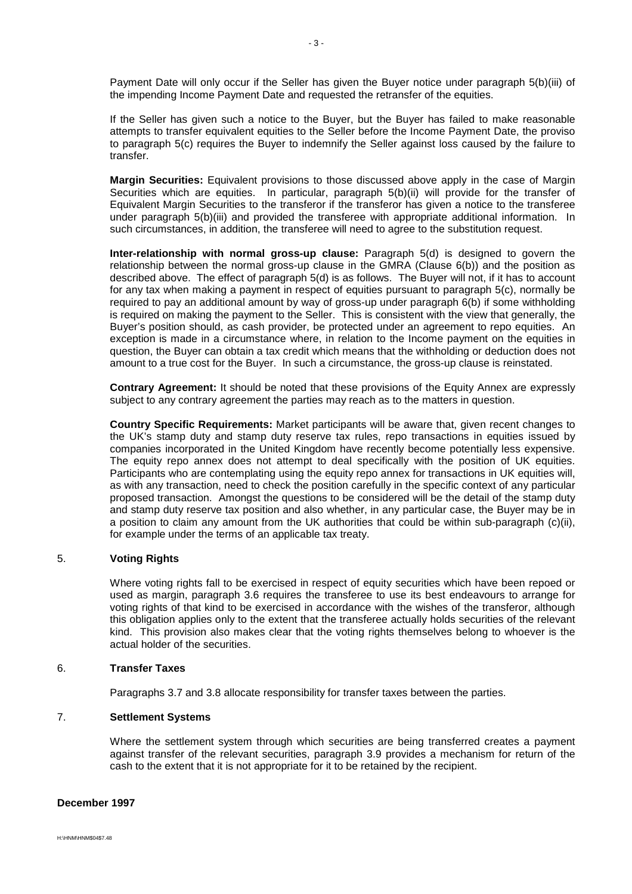Payment Date will only occur if the Seller has given the Buyer notice under paragraph 5(b)(iii) of the impending Income Payment Date and requested the retransfer of the equities.

If the Seller has given such a notice to the Buyer, but the Buyer has failed to make reasonable attempts to transfer equivalent equities to the Seller before the Income Payment Date, the proviso to paragraph 5(c) requires the Buyer to indemnify the Seller against loss caused by the failure to transfer.

**Margin Securities:** Equivalent provisions to those discussed above apply in the case of Margin Securities which are equities. In particular, paragraph 5(b)(ii) will provide for the transfer of Equivalent Margin Securities to the transferor if the transferor has given a notice to the transferee under paragraph 5(b)(iii) and provided the transferee with appropriate additional information. In such circumstances, in addition, the transferee will need to agree to the substitution request.

**Inter-relationship with normal gross-up clause:** Paragraph 5(d) is designed to govern the relationship between the normal gross-up clause in the GMRA (Clause 6(b)) and the position as described above. The effect of paragraph 5(d) is as follows. The Buyer will not, if it has to account for any tax when making a payment in respect of equities pursuant to paragraph 5(c), normally be required to pay an additional amount by way of gross-up under paragraph 6(b) if some withholding is required on making the payment to the Seller. This is consistent with the view that generally, the Buyer's position should, as cash provider, be protected under an agreement to repo equities. An exception is made in a circumstance where, in relation to the Income payment on the equities in question, the Buyer can obtain a tax credit which means that the withholding or deduction does not amount to a true cost for the Buyer. In such a circumstance, the gross-up clause is reinstated.

**Contrary Agreement:** It should be noted that these provisions of the Equity Annex are expressly subject to any contrary agreement the parties may reach as to the matters in question.

**Country Specific Requirements:** Market participants will be aware that, given recent changes to the UK's stamp duty and stamp duty reserve tax rules, repo transactions in equities issued by companies incorporated in the United Kingdom have recently become potentially less expensive. The equity repo annex does not attempt to deal specifically with the position of UK equities. Participants who are contemplating using the equity repo annex for transactions in UK equities will, as with any transaction, need to check the position carefully in the specific context of any particular proposed transaction. Amongst the questions to be considered will be the detail of the stamp duty and stamp duty reserve tax position and also whether, in any particular case, the Buyer may be in a position to claim any amount from the UK authorities that could be within sub-paragraph (c)(ii), for example under the terms of an applicable tax treaty.

## 5. Voting Rights

Where voting rights fall to be exercised in respect of equity securities which have been repoed or used as margin, paragraph 3.6 requires the transferee to use its best endeavours to arrange for voting rights of that kind to be exercised in accordance with the wishes of the transferor, although this obligation applies only to the extent that the transferee actually holds securities of the relevant kind. This provision also makes clear that the voting rights themselves belong to whoever is the actual holder of the securities.

## 6. Transfer Taxes

Paragraphs 3.7 and 3.8 allocate responsibility for transfer taxes between the parties.

## 7. Settlement Systems

Where the settlement system through which securities are being transferred creates a payment against transfer of the relevant securities, paragraph 3.9 provides a mechanism for return of the cash to the extent that it is not appropriate for it to be retained by the recipient.

**December 1997**

H:\HNM\HNM$04$7.48